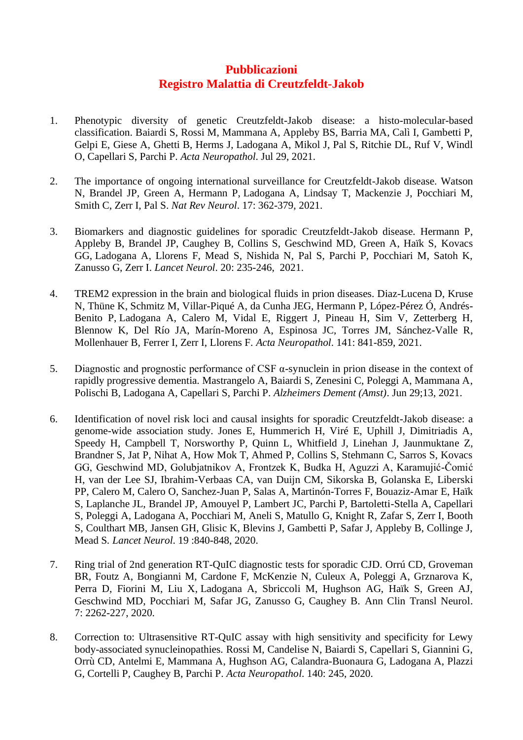# Pubblicazioni
# Registro Malattia di Creutzfeldt-Jakob

1. Phenotypic diversity of genetic Creutzfeldt-Jakob disease: a histo-molecular-based classification. Baiardi S, Rossi M, Mammana A, Appleby BS, Barria MA, Calì I, Gambetti P, Gelpi E, Giese A, Ghetti B, Herms J, Ladogana A, Mikol J, Pal S, Ritchie DL, Ruf V, Windl O, Capellari S, Parchi P. *Acta Neuropathol*. Jul 29, 2021.

2. The importance of ongoing international surveillance for Creutzfeldt-Jakob disease. Watson N, Brandel JP, Green A, Hermann P, Ladogana A, Lindsay T, Mackenzie J, Pocchiari M, Smith C, Zerr I, Pal S. *Nat Rev Neurol*. 17: 362-379, 2021.

3. Biomarkers and diagnostic guidelines for sporadic Creutzfeldt-Jakob disease. Hermann P, Appleby B, Brandel JP, Caughey B, Collins S, Geschwind MD, Green A, Haïk S, Kovacs GG, Ladogana A, Llorens F, Mead S, Nishida N, Pal S, Parchi P, Pocchiari M, Satoh K, Zanusso G, Zerr I. *Lancet Neurol*. 20: 235-246, 2021.

4. TREM2 expression in the brain and biological fluids in prion diseases. Diaz-Lucena D, Kruse N, Thüne K, Schmitz M, Villar-Piqué A, da Cunha JEG, Hermann P, López-Pérez Ó, Andrés-Benito P, Ladogana A, Calero M, Vidal E, Riggert J, Pineau H, Sim V, Zetterberg H, Blennow K, Del Río JA, Marín-Moreno A, Espinosa JC, Torres JM, Sánchez-Valle R, Mollenhauer B, Ferrer I, Zerr I, Llorens F. *Acta Neuropathol*. 141: 841-859, 2021.

5. Diagnostic and prognostic performance of CSF α-synuclein in prion disease in the context of rapidly progressive dementia. Mastrangelo A, Baiardi S, Zenesini C, Poleggi A, Mammana A, Polischi B, Ladogana A, Capellari S, Parchi P. *Alzheimers Dement (Amst)*. Jun 29;13, 2021.

6. Identification of novel risk loci and causal insights for sporadic Creutzfeldt-Jakob disease: a genome-wide association study. Jones E, Hummerich H, Viré E, Uphill J, Dimitriadis A, Speedy H, Campbell T, Norsworthy P, Quinn L, Whitfield J, Linehan J, Jaunmuktane Z, Brandner S, Jat P, Nihat A, How Mok T, Ahmed P, Collins S, Stehmann C, Sarros S, Kovacs GG, Geschwind MD, Golubjatnikov A, Frontzek K, Budka H, Aguzzi A, Karamujić-Čomić H, van der Lee SJ, Ibrahim-Verbaas CA, van Duijn CM, Sikorska B, Golanska E, Liberski PP, Calero M, Calero O, Sanchez-Juan P, Salas A, Martinón-Torres F, Bouaziz-Amar E, Haïk S, Laplanche JL, Brandel JP, Amouyel P, Lambert JC, Parchi P, Bartoletti-Stella A, Capellari S, Poleggi A, Ladogana A, Pocchiari M, Aneli S, Matullo G, Knight R, Zafar S, Zerr I, Booth S, Coulthart MB, Jansen GH, Glisic K, Blevins J, Gambetti P, Safar J, Appleby B, Collinge J, Mead S. *Lancet Neurol*. 19 :840-848, 2020.

7. Ring trial of 2nd generation RT-QuIC diagnostic tests for sporadic CJD. Orrú CD, Groveman BR, Foutz A, Bongianni M, Cardone F, McKenzie N, Culeux A, Poleggi A, Grznarova K, Perra D, Fiorini M, Liu X, Ladogana A, Sbriccoli M, Hughson AG, Haïk S, Green AJ, Geschwind MD, Pocchiari M, Safar JG, Zanusso G, Caughey B. Ann Clin Transl Neurol. 7: 2262-227, 2020.

8. Correction to: Ultrasensitive RT-QuIC assay with high sensitivity and specificity for Lewy body-associated synucleinopathies. Rossi M, Candelise N, Baiardi S, Capellari S, Giannini G, Orrù CD, Antelmi E, Mammana A, Hughson AG, Calandra-Buonaura G, Ladogana A, Plazzi G, Cortelli P, Caughey B, Parchi P. *Acta Neuropathol*. 140: 245, 2020.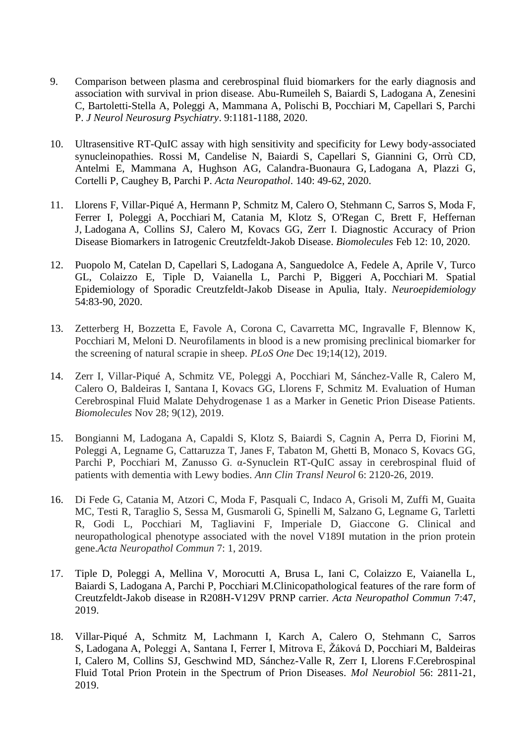9. Comparison between plasma and cerebrospinal fluid biomarkers for the early diagnosis and association with survival in prion disease. Abu-Rumeileh S, Baiardi S, Ladogana A, Zenesini C, Bartoletti-Stella A, Poleggi A, Mammana A, Polischi B, Pocchiari M, Capellari S, Parchi P. *J Neurol Neurosurg Psychiatry*. 9:1181-1188, 2020.

10. Ultrasensitive RT-QuIC assay with high sensitivity and specificity for Lewy body-associated synucleinopathies. Rossi M, Candelise N, Baiardi S, Capellari S, Giannini G, Orrù CD, Antelmi E, Mammana A, Hughson AG, Calandra-Buonaura G, Ladogana A, Plazzi G, Cortelli P, Caughey B, Parchi P. *Acta Neuropathol*. 140: 49-62, 2020.

11. Llorens F, Villar-Piqué A, Hermann P, Schmitz M, Calero O, Stehmann C, Sarros S, Moda F, Ferrer I, Poleggi A, Pocchiari M, Catania M, Klotz S, O'Regan C, Brett F, Heffernan J, Ladogana A, Collins SJ, Calero M, Kovacs GG, Zerr I. Diagnostic Accuracy of Prion Disease Biomarkers in Iatrogenic Creutzfeldt-Jakob Disease. *Biomolecules* Feb 12: 10, 2020.

12. Puopolo M, Catelan D, Capellari S, Ladogana A, Sanguedolce A, Fedele A, Aprile V, Turco GL, Colaizzo E, Tiple D, Vaianella L, Parchi P, Biggeri A, Pocchiari M. Spatial Epidemiology of Sporadic Creutzfeldt-Jakob Disease in Apulia, Italy. *Neuroepidemiology* 54:83-90, 2020.

13. Zetterberg H, Bozzetta E, Favole A, Corona C, Cavarretta MC, Ingravalle F, Blennow K, Pocchiari M, Meloni D. Neurofilaments in blood is a new promising preclinical biomarker for the screening of natural scrapie in sheep. *PLoS One* Dec 19;14(12), 2019.

14. Zerr I, Villar-Piqué A, Schmitz VE, Poleggi A, Pocchiari M, Sánchez-Valle R, Calero M, Calero O, Baldeiras I, Santana I, Kovacs GG, Llorens F, Schmitz M. Evaluation of Human Cerebrospinal Fluid Malate Dehydrogenase 1 as a Marker in Genetic Prion Disease Patients. *Biomolecules* Nov 28; 9(12), 2019.

15. Bongianni M, Ladogana A, Capaldi S, Klotz S, Baiardi S, Cagnin A, Perra D, Fiorini M, Poleggi A, Legname G, Cattaruzza T, Janes F, Tabaton M, Ghetti B, Monaco S, Kovacs GG, Parchi P, Pocchiari M, Zanusso G. α-Synuclein RT-QuIC assay in cerebrospinal fluid of patients with dementia with Lewy bodies. *Ann Clin Transl Neurol* 6: 2120-26, 2019.

16. Di Fede G, Catania M, Atzori C, Moda F, Pasquali C, Indaco A, Grisoli M, Zuffi M, Guaita MC, Testi R, Taraglio S, Sessa M, Gusmaroli G, Spinelli M, Salzano G, Legname G, Tarletti R, Godi L, Pocchiari M, Tagliavini F, Imperiale D, Giaccone G. Clinical and neuropathological phenotype associated with the novel V189I mutation in the prion protein gene.*Acta Neuropathol Commun* 7: 1, 2019.

17. Tiple D, Poleggi A, Mellina V, Morocutti A, Brusa L, Iani C, Colaizzo E, Vaianella L, Baiardi S, Ladogana A, Parchi P, Pocchiari M.Clinicopathological features of the rare form of Creutzfeldt-Jakob disease in R208H-V129V PRNP carrier. *Acta Neuropathol Commun* 7:47, 2019.

18. Villar-Piqué A, Schmitz M, Lachmann I, Karch A, Calero O, Stehmann C, Sarros S, Ladogana A, Poleggi A, Santana I, Ferrer I, Mitrova E, Žáková D, Pocchiari M, Baldeiras I, Calero M, Collins SJ, Geschwind MD, Sánchez-Valle R, Zerr I, Llorens F.Cerebrospinal Fluid Total Prion Protein in the Spectrum of Prion Diseases. *Mol Neurobiol* 56: 2811-21, 2019.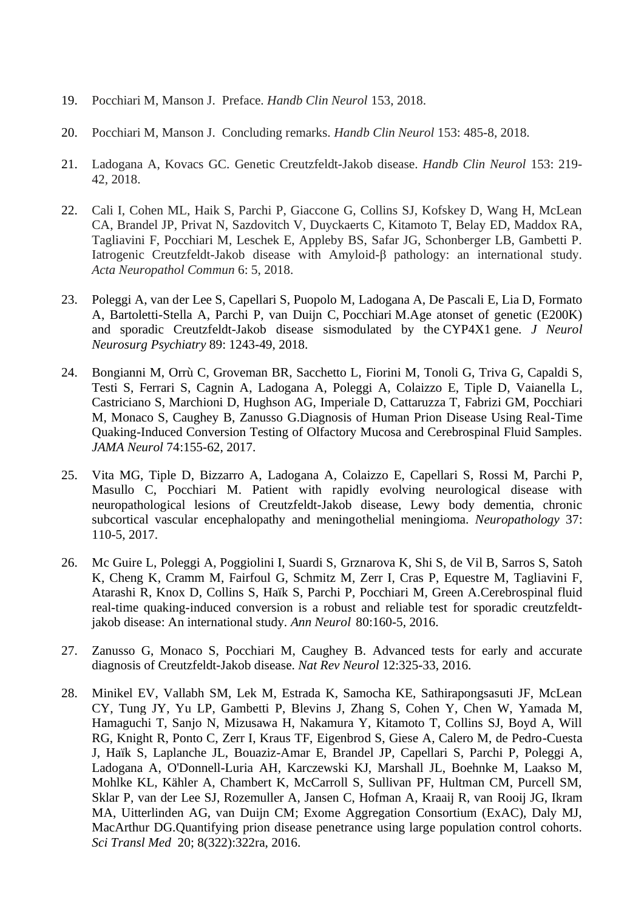19. Pocchiari M, Manson J. Preface. *Handb Clin Neurol* 153, 2018.

20. Pocchiari M, Manson J. Concluding remarks. *Handb Clin Neurol* 153: 485-8, 2018.

21. Ladogana A, Kovacs GC. Genetic Creutzfeldt-Jakob disease. *Handb Clin Neurol* 153: 219-42, 2018.

22. Cali I, Cohen ML, Haik S, Parchi P, Giaccone G, Collins SJ, Kofskey D, Wang H, McLean CA, Brandel JP, Privat N, Sazdovitch V, Duyckaerts C, Kitamoto T, Belay ED, Maddox RA, Tagliavini F, Pocchiari M, Leschek E, Appleby BS, Safar JG, Schonberger LB, Gambetti P. Iatrogenic Creutzfeldt-Jakob disease with Amyloid-β pathology: an international study. *Acta Neuropathol Commun* 6: 5, 2018.

23. Poleggi A, van der Lee S, Capellari S, Puopolo M, Ladogana A, De Pascali E, Lia D, Formato A, Bartoletti-Stella A, Parchi P, van Duijn C, Pocchiari M.Age atonset of genetic (E200K) and sporadic Creutzfeldt-Jakob disease sismodulated by the CYP4X1 gene. *J Neurol Neurosurg Psychiatry* 89: 1243-49, 2018.

24. Bongianni M, Orrù C, Groveman BR, Sacchetto L, Fiorini M, Tonoli G, Triva G, Capaldi S, Testi S, Ferrari S, Cagnin A, Ladogana A, Poleggi A, Colaizzo E, Tiple D, Vaianella L, Castriciano S, Marchioni D, Hughson AG, Imperiale D, Cattaruzza T, Fabrizi GM, Pocchiari M, Monaco S, Caughey B, Zanusso G.Diagnosis of Human Prion Disease Using Real-Time Quaking-Induced Conversion Testing of Olfactory Mucosa and Cerebrospinal Fluid Samples. *JAMA Neurol* 74:155-62, 2017.

25. Vita MG, Tiple D, Bizzarro A, Ladogana A, Colaizzo E, Capellari S, Rossi M, Parchi P, Masullo C, Pocchiari M. Patient with rapidly evolving neurological disease with neuropathological lesions of Creutzfeldt-Jakob disease, Lewy body dementia, chronic subcortical vascular encephalopathy and meningothelial meningioma. *Neuropathology* 37: 110-5, 2017.

26. Mc Guire L, Poleggi A, Poggiolini I, Suardi S, Grznarova K, Shi S, de Vil B, Sarros S, Satoh K, Cheng K, Cramm M, Fairfoul G, Schmitz M, Zerr I, Cras P, Equestre M, Tagliavini F, Atarashi R, Knox D, Collins S, Haïk S, Parchi P, Pocchiari M, Green A.Cerebrospinal fluid real-time quaking-induced conversion is a robust and reliable test for sporadic creutzfeldt-jakob disease: An international study. *Ann Neurol* 80:160-5, 2016.

27. Zanusso G, Monaco S, Pocchiari M, Caughey B. Advanced tests for early and accurate diagnosis of Creutzfeldt-Jakob disease. *Nat Rev Neurol* 12:325-33, 2016.

28. Minikel EV, Vallabh SM, Lek M, Estrada K, Samocha KE, Sathirapongsasuti JF, McLean CY, Tung JY, Yu LP, Gambetti P, Blevins J, Zhang S, Cohen Y, Chen W, Yamada M, Hamaguchi T, Sanjo N, Mizusawa H, Nakamura Y, Kitamoto T, Collins SJ, Boyd A, Will RG, Knight R, Ponto C, Zerr I, Kraus TF, Eigenbrod S, Giese A, Calero M, de Pedro-Cuesta J, Haïk S, Laplanche JL, Bouaziz-Amar E, Brandel JP, Capellari S, Parchi P, Poleggi A, Ladogana A, O'Donnell-Luria AH, Karczewski KJ, Marshall JL, Boehnke M, Laakso M, Mohlke KL, Kähler A, Chambert K, McCarroll S, Sullivan PF, Hultman CM, Purcell SM, Sklar P, van der Lee SJ, Rozemuller A, Jansen C, Hofman A, Kraaij R, van Rooij JG, Ikram MA, Uitterlinden AG, van Duijn CM; Exome Aggregation Consortium (ExAC), Daly MJ, MacArthur DG.Quantifying prion disease penetrance using large population control cohorts. *Sci Transl Med* 20; 8(322):322ra, 2016.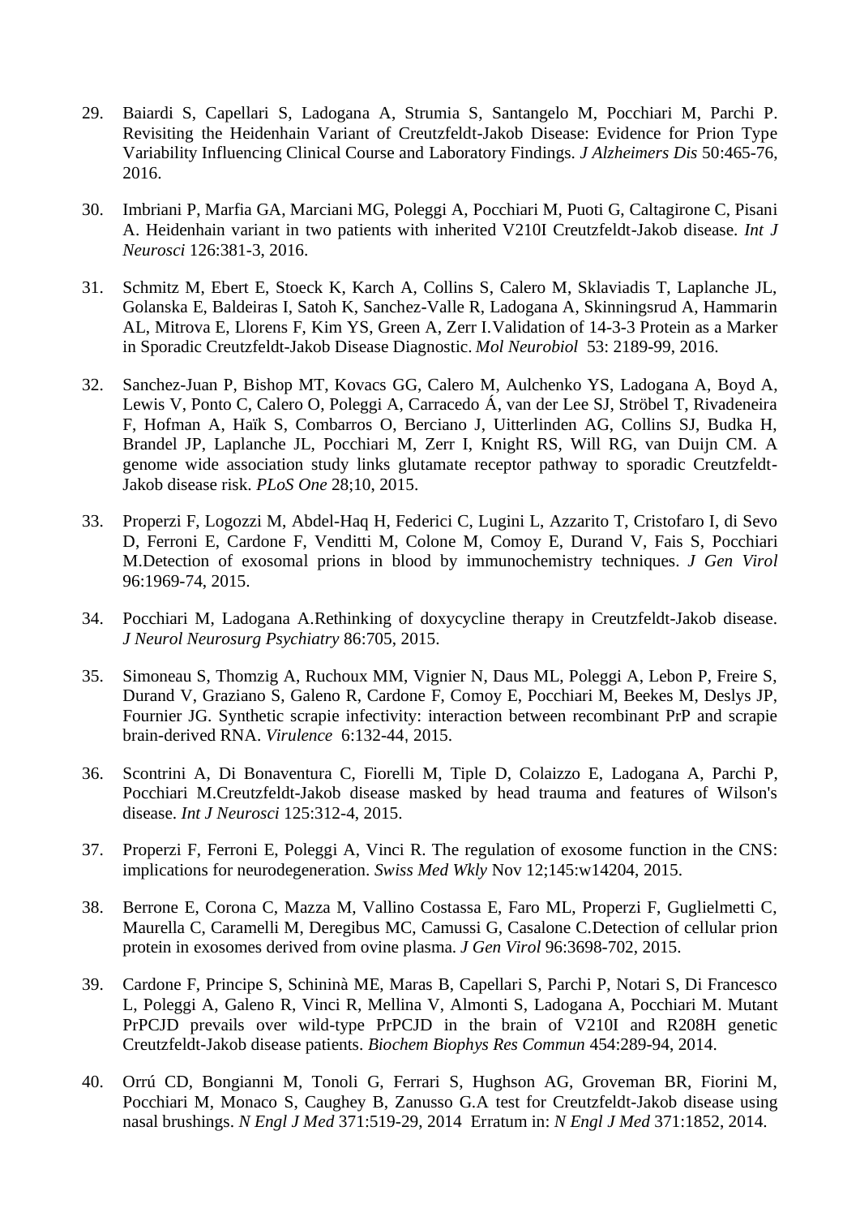29. Baiardi S, Capellari S, Ladogana A, Strumia S, Santangelo M, Pocchiari M, Parchi P. Revisiting the Heidenhain Variant of Creutzfeldt-Jakob Disease: Evidence for Prion Type Variability Influencing Clinical Course and Laboratory Findings. *J Alzheimers Dis* 50:465-76, 2016.

30. Imbriani P, Marfia GA, Marciani MG, Poleggi A, Pocchiari M, Puoti G, Caltagirone C, Pisani A. Heidenhain variant in two patients with inherited V210I Creutzfeldt-Jakob disease. *Int J Neurosci* 126:381-3, 2016.

31. Schmitz M, Ebert E, Stoeck K, Karch A, Collins S, Calero M, Sklaviadis T, Laplanche JL, Golanska E, Baldeiras I, Satoh K, Sanchez-Valle R, Ladogana A, Skinningsrud A, Hammarin AL, Mitrova E, Llorens F, Kim YS, Green A, Zerr I. Validation of 14-3-3 Protein as a Marker in Sporadic Creutzfeldt-Jakob Disease Diagnostic. *Mol Neurobiol* 53: 2189-99, 2016.

32. Sanchez-Juan P, Bishop MT, Kovacs GG, Calero M, Aulchenko YS, Ladogana A, Boyd A, Lewis V, Ponto C, Calero O, Poleggi A, Carracedo Á, van der Lee SJ, Ströbel T, Rivadeneira F, Hofman A, Haïk S, Combarros O, Berciano J, Uitterlinden AG, Collins SJ, Budka H, Brandel JP, Laplanche JL, Pocchiari M, Zerr I, Knight RS, Will RG, van Duijn CM. A genome wide association study links glutamate receptor pathway to sporadic Creutzfeldt-Jakob disease risk. *PLoS One* 28;10, 2015.

33. Properzi F, Logozzi M, Abdel-Haq H, Federici C, Lugini L, Azzarito T, Cristofaro I, di Sevo D, Ferroni E, Cardone F, Venditti M, Colone M, Comoy E, Durand V, Fais S, Pocchiari M. Detection of exosomal prions in blood by immunochemistry techniques. *J Gen Virol* 96:1969-74, 2015.

34. Pocchiari M, Ladogana A. Rethinking of doxycycline therapy in Creutzfeldt-Jakob disease. *J Neurol Neurosurg Psychiatry* 86:705, 2015.

35. Simoneau S, Thomzig A, Ruchoux MM, Vignier N, Daus ML, Poleggi A, Lebon P, Freire S, Durand V, Graziano S, Galeno R, Cardone F, Comoy E, Pocchiari M, Beekes M, Deslys JP, Fournier JG. Synthetic scrapie infectivity: interaction between recombinant PrP and scrapie brain-derived RNA. *Virulence* 6:132-44, 2015.

36. Scontrini A, Di Bonaventura C, Fiorelli M, Tiple D, Colaizzo E, Ladogana A, Parchi P, Pocchiari M. Creutzfeldt-Jakob disease masked by head trauma and features of Wilson's disease. *Int J Neurosci* 125:312-4, 2015.

37. Properzi F, Ferroni E, Poleggi A, Vinci R. The regulation of exosome function in the CNS: implications for neurodegeneration. *Swiss Med Wkly* Nov 12;145:w14204, 2015.

38. Berrone E, Corona C, Mazza M, Vallino Costassa E, Faro ML, Properzi F, Guglielmetti C, Maurella C, Caramelli M, Deregibus MC, Camussi G, Casalone C. Detection of cellular prion protein in exosomes derived from ovine plasma. *J Gen Virol* 96:3698-702, 2015.

39. Cardone F, Principe S, Schininà ME, Maras B, Capellari S, Parchi P, Notari S, Di Francesco L, Poleggi A, Galeno R, Vinci R, Mellina V, Almonti S, Ladogana A, Pocchiari M. Mutant PrPCJD prevails over wild-type PrPCJD in the brain of V210I and R208H genetic Creutzfeldt-Jakob disease patients. *Biochem Biophys Res Commun* 454:289-94, 2014.

40. Orrú CD, Bongianni M, Tonoli G, Ferrari S, Hughson AG, Groveman BR, Fiorini M, Pocchiari M, Monaco S, Caughey B, Zanusso G. A test for Creutzfeldt-Jakob disease using nasal brushings. *N Engl J Med* 371:519-29, 2014 Erratum in: *N Engl J Med* 371:1852, 2014.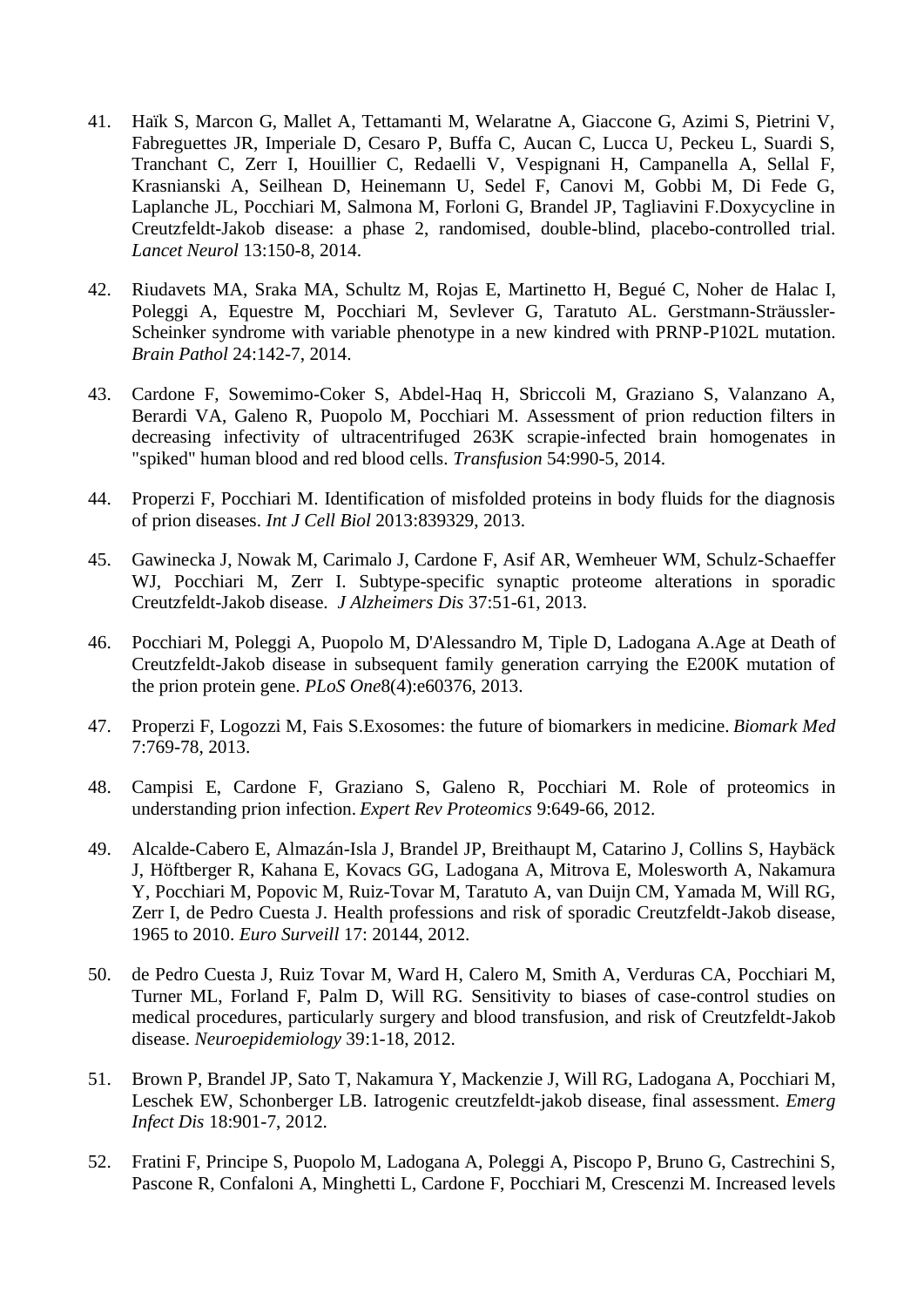41. Haïk S, Marcon G, Mallet A, Tettamanti M, Welaratne A, Giaccone G, Azimi S, Pietrini V, Fabreguettes JR, Imperiale D, Cesaro P, Buffa C, Aucan C, Lucca U, Peckeu L, Suardi S, Tranchant C, Zerr I, Houillier C, Redaelli V, Vespignani H, Campanella A, Sellal F, Krasnianski A, Seilhean D, Heinemann U, Sedel F, Canovi M, Gobbi M, Di Fede G, Laplanche JL, Pocchiari M, Salmona M, Forloni G, Brandel JP, Tagliavini F.Doxycycline in Creutzfeldt-Jakob disease: a phase 2, randomised, double-blind, placebo-controlled trial. *Lancet Neurol* 13:150-8, 2014.

42. Riudavets MA, Sraka MA, Schultz M, Rojas E, Martinetto H, Begué C, Noher de Halac I, Poleggi A, Equestre M, Pocchiari M, Sevlever G, Taratuto AL. Gerstmann-Sträussler-Scheinker syndrome with variable phenotype in a new kindred with PRNP-P102L mutation. *Brain Pathol* 24:142-7, 2014.

43. Cardone F, Sowemimo-Coker S, Abdel-Haq H, Sbriccoli M, Graziano S, Valanzano A, Berardi VA, Galeno R, Puopolo M, Pocchiari M. Assessment of prion reduction filters in decreasing infectivity of ultracentrifuged 263K scrapie-infected brain homogenates in "spiked" human blood and red blood cells. *Transfusion* 54:990-5, 2014.

44. Properzi F, Pocchiari M. Identification of misfolded proteins in body fluids for the diagnosis of prion diseases. *Int J Cell Biol* 2013:839329, 2013.

45. Gawinecka J, Nowak M, Carimalo J, Cardone F, Asif AR, Wemheuer WM, Schulz-Schaeffer WJ, Pocchiari M, Zerr I. Subtype-specific synaptic proteome alterations in sporadic Creutzfeldt-Jakob disease. *J Alzheimers Dis* 37:51-61, 2013.

46. Pocchiari M, Poleggi A, Puopolo M, D'Alessandro M, Tiple D, Ladogana A.Age at Death of Creutzfeldt-Jakob disease in subsequent family generation carrying the E200K mutation of the prion protein gene. *PLoS One*8(4):e60376, 2013.

47. Properzi F, Logozzi M, Fais S.Exosomes: the future of biomarkers in medicine. *Biomark Med* 7:769-78, 2013.

48. Campisi E, Cardone F, Graziano S, Galeno R, Pocchiari M. Role of proteomics in understanding prion infection. *Expert Rev Proteomics* 9:649-66, 2012.

49. Alcalde-Cabero E, Almazán-Isla J, Brandel JP, Breithaupt M, Catarino J, Collins S, Haybäck J, Höftberger R, Kahana E, Kovacs GG, Ladogana A, Mitrova E, Molesworth A, Nakamura Y, Pocchiari M, Popovic M, Ruiz-Tovar M, Taratuto A, van Duijn CM, Yamada M, Will RG, Zerr I, de Pedro Cuesta J. Health professions and risk of sporadic Creutzfeldt-Jakob disease, 1965 to 2010. *Euro Surveill* 17: 20144, 2012.

50. de Pedro Cuesta J, Ruiz Tovar M, Ward H, Calero M, Smith A, Verduras CA, Pocchiari M, Turner ML, Forland F, Palm D, Will RG. Sensitivity to biases of case-control studies on medical procedures, particularly surgery and blood transfusion, and risk of Creutzfeldt-Jakob disease. *Neuroepidemiology* 39:1-18, 2012.

51. Brown P, Brandel JP, Sato T, Nakamura Y, Mackenzie J, Will RG, Ladogana A, Pocchiari M, Leschek EW, Schonberger LB. Iatrogenic creutzfeldt-jakob disease, final assessment. *Emerg Infect Dis* 18:901-7, 2012.

52. Fratini F, Principe S, Puopolo M, Ladogana A, Poleggi A, Piscopo P, Bruno G, Castrechini S, Pascone R, Confaloni A, Minghetti L, Cardone F, Pocchiari M, Crescenzi M. Increased levels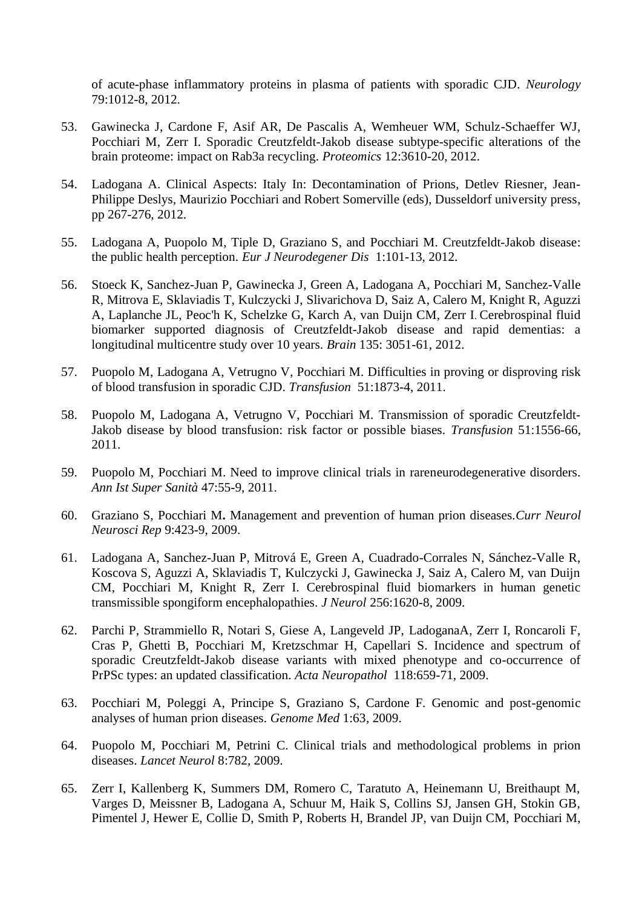of acute-phase inflammatory proteins in plasma of patients with sporadic CJD. *Neurology* 79:1012-8, 2012.

53. Gawinecka J, Cardone F, Asif AR, De Pascalis A, Wemheuer WM, Schulz-Schaeffer WJ, Pocchiari M, Zerr I. Sporadic Creutzfeldt-Jakob disease subtype-specific alterations of the brain proteome: impact on Rab3a recycling. *Proteomics* 12:3610-20, 2012.

54. Ladogana A. Clinical Aspects: Italy In: Decontamination of Prions, Detlev Riesner, Jean-Philippe Deslys, Maurizio Pocchiari and Robert Somerville (eds), Dusseldorf university press, pp 267-276, 2012.

55. Ladogana A, Puopolo M, Tiple D, Graziano S, and Pocchiari M. Creutzfeldt-Jakob disease: the public health perception. *Eur J Neurodegener Dis* 1:101-13, 2012.

56. Stoeck K, Sanchez-Juan P, Gawinecka J, Green A, Ladogana A, Pocchiari M, Sanchez-Valle R, Mitrova E, Sklaviadis T, Kulczycki J, Slivarichova D, Saiz A, Calero M, Knight R, Aguzzi A, Laplanche JL, Peoc'h K, Schelzke G, Karch A, van Duijn CM, Zerr I. Cerebrospinal fluid biomarker supported diagnosis of Creutzfeldt-Jakob disease and rapid dementias: a longitudinal multicentre study over 10 years. *Brain* 135: 3051-61, 2012.

57. Puopolo M, Ladogana A, Vetrugno V, Pocchiari M. Difficulties in proving or disproving risk of blood transfusion in sporadic CJD. *Transfusion* 51:1873-4, 2011.

58. Puopolo M, Ladogana A, Vetrugno V, Pocchiari M. Transmission of sporadic Creutzfeldt-Jakob disease by blood transfusion: risk factor or possible biases. *Transfusion* 51:1556-66, 2011.

59. Puopolo M, Pocchiari M. Need to improve clinical trials in rareneurodegenerative disorders. *Ann Ist Super Sanità* 47:55-9, 2011.

60. Graziano S, Pocchiari M**.** Management and prevention of human prion diseases.*Curr Neurol Neurosci Rep* 9:423-9, 2009.

61. Ladogana A, Sanchez-Juan P, Mitrová E, Green A, Cuadrado-Corrales N, Sánchez-Valle R, Koscova S, Aguzzi A, Sklaviadis T, Kulczycki J, Gawinecka J, Saiz A, Calero M, van Duijn CM, Pocchiari M, Knight R, Zerr I. Cerebrospinal fluid biomarkers in human genetic transmissible spongiform encephalopathies. *J Neurol* 256:1620-8, 2009.

62. Parchi P, Strammiello R, Notari S, Giese A, Langeveld JP, LadoganaA, Zerr I, Roncaroli F, Cras P, Ghetti B, Pocchiari M, Kretzschmar H, Capellari S. Incidence and spectrum of sporadic Creutzfeldt-Jakob disease variants with mixed phenotype and co-occurrence of PrPSc types: an updated classification. *Acta Neuropathol* 118:659-71, 2009.

63. Pocchiari M, Poleggi A, Principe S, Graziano S, Cardone F. Genomic and post-genomic analyses of human prion diseases. *Genome Med* 1:63, 2009.

64. Puopolo M, Pocchiari M, Petrini C. Clinical trials and methodological problems in prion diseases. *Lancet Neurol* 8:782, 2009.

65. Zerr I, Kallenberg K, Summers DM, Romero C, Taratuto A, Heinemann U, Breithaupt M, Varges D, Meissner B, Ladogana A, Schuur M, Haik S, Collins SJ, Jansen GH, Stokin GB, Pimentel J, Hewer E, Collie D, Smith P, Roberts H, Brandel JP, van Duijn CM, Pocchiari M,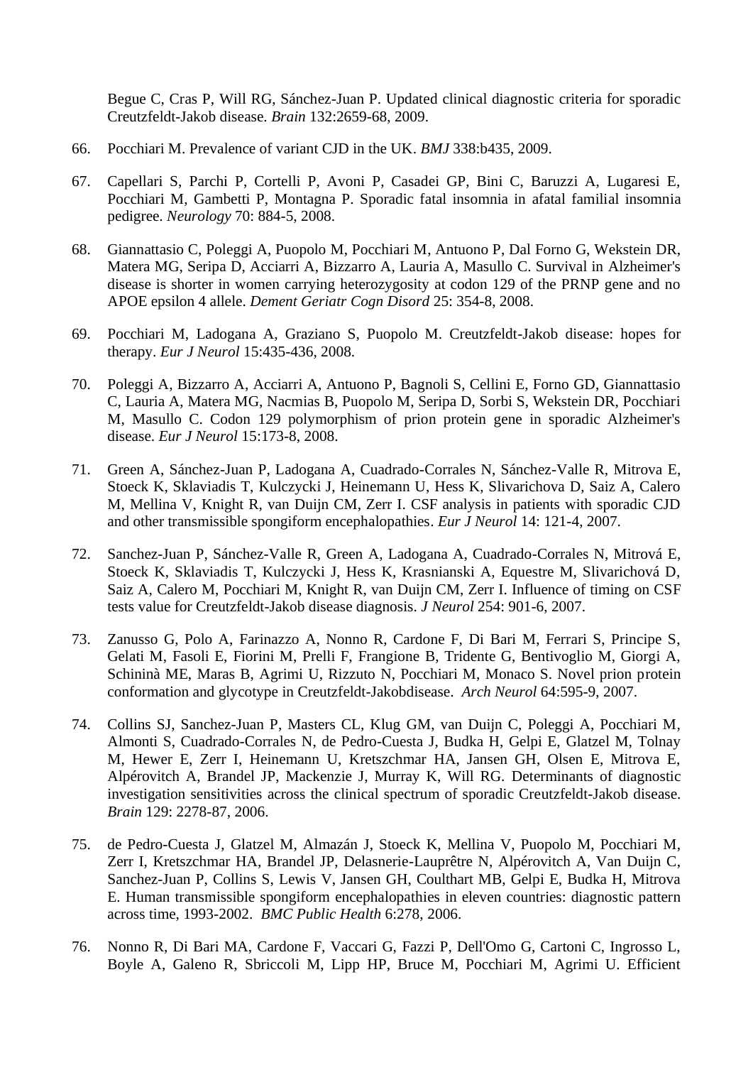Begue C, Cras P, Will RG, Sánchez-Juan P. Updated clinical diagnostic criteria for sporadic Creutzfeldt-Jakob disease. *Brain* 132:2659-68, 2009.

66. Pocchiari M. Prevalence of variant CJD in the UK. *BMJ* 338:b435, 2009.

67. Capellari S, Parchi P, Cortelli P, Avoni P, Casadei GP, Bini C, Baruzzi A, Lugaresi E, Pocchiari M, Gambetti P, Montagna P. Sporadic fatal insomnia in afatal familial insomnia pedigree. *Neurology* 70: 884-5, 2008.

68. Giannattasio C, Poleggi A, Puopolo M, Pocchiari M, Antuono P, Dal Forno G, Wekstein DR, Matera MG, Seripa D, Acciarri A, Bizzarro A, Lauria A, Masullo C. Survival in Alzheimer's disease is shorter in women carrying heterozygosity at codon 129 of the PRNP gene and no APOE epsilon 4 allele. *Dement Geriatr Cogn Disord* 25: 354-8, 2008.

69. Pocchiari M, Ladogana A, Graziano S, Puopolo M. Creutzfeldt-Jakob disease: hopes for therapy. *Eur J Neurol* 15:435-436, 2008.

70. Poleggi A, Bizzarro A, Acciarri A, Antuono P, Bagnoli S, Cellini E, Forno GD, Giannattasio C, Lauria A, Matera MG, Nacmias B, Puopolo M, Seripa D, Sorbi S, Wekstein DR, Pocchiari M, Masullo C. Codon 129 polymorphism of prion protein gene in sporadic Alzheimer's disease. *Eur J Neurol* 15:173-8, 2008.

71. Green A, Sánchez-Juan P, Ladogana A, Cuadrado-Corrales N, Sánchez-Valle R, Mitrova E, Stoeck K, Sklaviadis T, Kulczycki J, Heinemann U, Hess K, Slivarichova D, Saiz A, Calero M, Mellina V, Knight R, van Duijn CM, Zerr I. CSF analysis in patients with sporadic CJD and other transmissible spongiform encephalopathies. *Eur J Neurol* 14: 121-4, 2007.

72. Sanchez-Juan P, Sánchez-Valle R, Green A, Ladogana A, Cuadrado-Corrales N, Mitrová E, Stoeck K, Sklaviadis T, Kulczycki J, Hess K, Krasnianski A, Equestre M, Slivarichová D, Saiz A, Calero M, Pocchiari M, Knight R, van Duijn CM, Zerr I. Influence of timing on CSF tests value for Creutzfeldt-Jakob disease diagnosis. *J Neurol* 254: 901-6, 2007.

73. Zanusso G, Polo A, Farinazzo A, Nonno R, Cardone F, Di Bari M, Ferrari S, Principe S, Gelati M, Fasoli E, Fiorini M, Prelli F, Frangione B, Tridente G, Bentivoglio M, Giorgi A, Schininà ME, Maras B, Agrimi U, Rizzuto N, Pocchiari M, Monaco S. Novel prion protein conformation and glycotype in Creutzfeldt-Jakobdisease. *Arch Neurol* 64:595-9, 2007.

74. Collins SJ, Sanchez-Juan P, Masters CL, Klug GM, van Duijn C, Poleggi A, Pocchiari M, Almonti S, Cuadrado-Corrales N, de Pedro-Cuesta J, Budka H, Gelpi E, Glatzel M, Tolnay M, Hewer E, Zerr I, Heinemann U, Kretszchmar HA, Jansen GH, Olsen E, Mitrova E, Alpérovitch A, Brandel JP, Mackenzie J, Murray K, Will RG. Determinants of diagnostic investigation sensitivities across the clinical spectrum of sporadic Creutzfeldt-Jakob disease. *Brain* 129: 2278-87, 2006.

75. de Pedro-Cuesta J, Glatzel M, Almazán J, Stoeck K, Mellina V, Puopolo M, Pocchiari M, Zerr I, Kretszchmar HA, Brandel JP, Delasnerie-Lauprêtre N, Alpérovitch A, Van Duijn C, Sanchez-Juan P, Collins S, Lewis V, Jansen GH, Coulthart MB, Gelpi E, Budka H, Mitrova E. Human transmissible spongiform encephalopathies in eleven countries: diagnostic pattern across time, 1993-2002. *BMC Public Health* 6:278, 2006.

76. Nonno R, Di Bari MA, Cardone F, Vaccari G, Fazzi P, Dell'Omo G, Cartoni C, Ingrosso L, Boyle A, Galeno R, Sbriccoli M, Lipp HP, Bruce M, Pocchiari M, Agrimi U. Efficient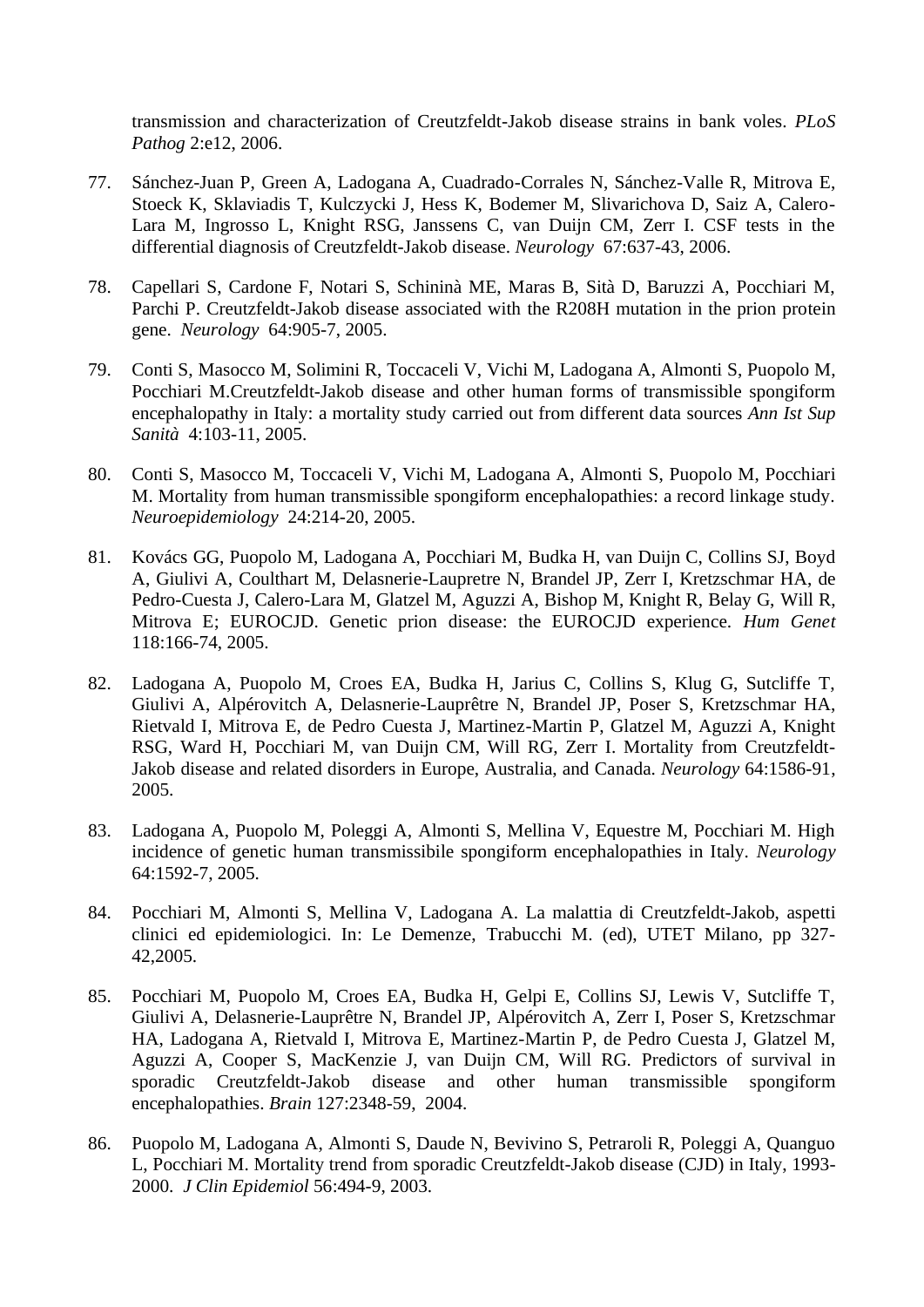transmission and characterization of Creutzfeldt-Jakob disease strains in bank voles. *PLoS Pathog* 2:e12, 2006.

77. Sánchez-Juan P, Green A, Ladogana A, Cuadrado-Corrales N, Sánchez-Valle R, Mitrova E, Stoeck K, Sklaviadis T, Kulczycki J, Hess K, Bodemer M, Slivarichova D, Saiz A, Calero-Lara M, Ingrosso L, Knight RSG, Janssens C, van Duijn CM, Zerr I. CSF tests in the differential diagnosis of Creutzfeldt-Jakob disease. *Neurology* 67:637-43, 2006.

78. Capellari S, Cardone F, Notari S, Schininà ME, Maras B, Sità D, Baruzzi A, Pocchiari M, Parchi P. Creutzfeldt-Jakob disease associated with the R208H mutation in the prion protein gene. *Neurology* 64:905-7, 2005.

79. Conti S, Masocco M, Solimini R, Toccaceli V, Vichi M, Ladogana A, Almonti S, Puopolo M, Pocchiari M.Creutzfeldt-Jakob disease and other human forms of transmissible spongiform encephalopathy in Italy: a mortality study carried out from different data sources *Ann Ist Sup Sanità* 4:103-11, 2005.

80. Conti S, Masocco M, Toccaceli V, Vichi M, Ladogana A, Almonti S, Puopolo M, Pocchiari M. Mortality from human transmissible spongiform encephalopathies: a record linkage study. *Neuroepidemiology* 24:214-20, 2005.

81. Kovács GG, Puopolo M, Ladogana A, Pocchiari M, Budka H, van Duijn C, Collins SJ, Boyd A, Giulivi A, Coulthart M, Delasnerie-Laupretre N, Brandel JP, Zerr I, Kretzschmar HA, de Pedro-Cuesta J, Calero-Lara M, Glatzel M, Aguzzi A, Bishop M, Knight R, Belay G, Will R, Mitrova E; EUROCJD. Genetic prion disease: the EUROCJD experience. *Hum Genet* 118:166-74, 2005.

82. Ladogana A, Puopolo M, Croes EA, Budka H, Jarius C, Collins S, Klug G, Sutcliffe T, Giulivi A, Alpérovitch A, Delasnerie-Lauprêtre N, Brandel JP, Poser S, Kretzschmar HA, Rietvald I, Mitrova E, de Pedro Cuesta J, Martinez-Martin P, Glatzel M, Aguzzi A, Knight RSG, Ward H, Pocchiari M, van Duijn CM, Will RG, Zerr I. Mortality from Creutzfeldt-Jakob disease and related disorders in Europe, Australia, and Canada. *Neurology* 64:1586-91, 2005.

83. Ladogana A, Puopolo M, Poleggi A, Almonti S, Mellina V, Equestre M, Pocchiari M. High incidence of genetic human transmissibile spongiform encephalopathies in Italy. *Neurology* 64:1592-7, 2005.

84. Pocchiari M, Almonti S, Mellina V, Ladogana A. La malattia di Creutzfeldt-Jakob, aspetti clinici ed epidemiologici. In: Le Demenze, Trabucchi M. (ed), UTET Milano, pp 327-42,2005.

85. Pocchiari M, Puopolo M, Croes EA, Budka H, Gelpi E, Collins SJ, Lewis V, Sutcliffe T, Giulivi A, Delasnerie-Lauprêtre N, Brandel JP, Alpérovitch A, Zerr I, Poser S, Kretzschmar HA, Ladogana A, Rietvald I, Mitrova E, Martinez-Martin P, de Pedro Cuesta J, Glatzel M, Aguzzi A, Cooper S, MacKenzie J, van Duijn CM, Will RG. Predictors of survival in sporadic Creutzfeldt-Jakob disease and other human transmissible spongiform encephalopathies. *Brain* 127:2348-59, 2004.

86. Puopolo M, Ladogana A, Almonti S, Daude N, Bevivino S, Petraroli R, Poleggi A, Quanguo L, Pocchiari M. Mortality trend from sporadic Creutzfeldt-Jakob disease (CJD) in Italy, 1993-2000. *J Clin Epidemiol* 56:494-9, 2003.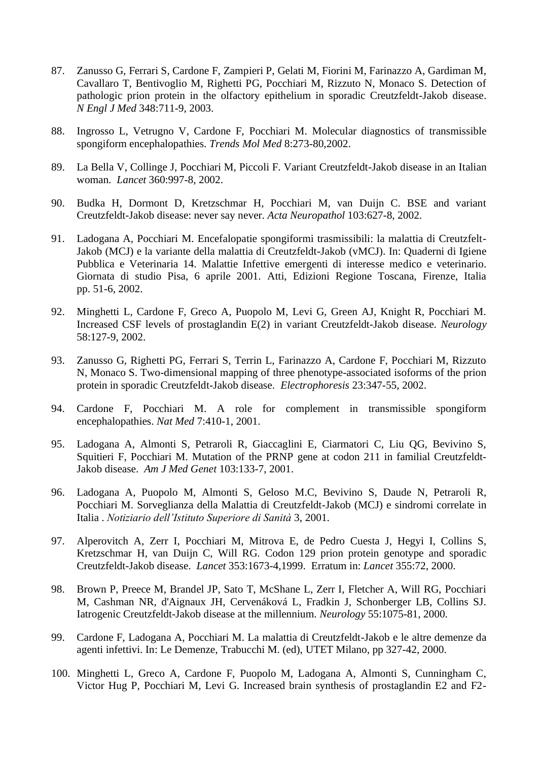87. Zanusso G, Ferrari S, Cardone F, Zampieri P, Gelati M, Fiorini M, Farinazzo A, Gardiman M, Cavallaro T, Bentivoglio M, Righetti PG, Pocchiari M, Rizzuto N, Monaco S. Detection of pathologic prion protein in the olfactory epithelium in sporadic Creutzfeldt-Jakob disease. *N Engl J Med* 348:711-9, 2003.

88. Ingrosso L, Vetrugno V, Cardone F, Pocchiari M. Molecular diagnostics of transmissible spongiform encephalopathies. *Trends Mol Med* 8:273-80,2002.

89. La Bella V, Collinge J, Pocchiari M, Piccoli F. Variant Creutzfeldt-Jakob disease in an Italian woman. *Lancet* 360:997-8, 2002.

90. Budka H, Dormont D, Kretzschmar H, Pocchiari M, van Duijn C. BSE and variant Creutzfeldt-Jakob disease: never say never. *Acta Neuropathol* 103:627-8, 2002.

91. Ladogana A, Pocchiari M. Encefalopatie spongiformi trasmissibili: la malattia di Creutzfelt-Jakob (MCJ) e la variante della malattia di Creutzfeldt-Jakob (vMCJ). In: Quaderni di Igiene Pubblica e Veterinaria 14. Malattie Infettive emergenti di interesse medico e veterinario. Giornata di studio Pisa, 6 aprile 2001. Atti, Edizioni Regione Toscana, Firenze, Italia pp. 51-6, 2002.

92. Minghetti L, Cardone F, Greco A, Puopolo M, Levi G, Green AJ, Knight R, Pocchiari M. Increased CSF levels of prostaglandin E(2) in variant Creutzfeldt-Jakob disease. *Neurology* 58:127-9, 2002.

93. Zanusso G, Righetti PG, Ferrari S, Terrin L, Farinazzo A, Cardone F, Pocchiari M, Rizzuto N, Monaco S. Two-dimensional mapping of three phenotype-associated isoforms of the prion protein in sporadic Creutzfeldt-Jakob disease. *Electrophoresis* 23:347-55, 2002.

94. Cardone F, Pocchiari M. A role for complement in transmissible spongiform encephalopathies. *Nat Med* 7:410-1, 2001.

95. Ladogana A, Almonti S, Petraroli R, Giaccaglini E, Ciarmatori C, Liu QG, Bevivino S, Squitieri F, Pocchiari M. Mutation of the PRNP gene at codon 211 in familial Creutzfeldt-Jakob disease. *Am J Med Genet* 103:133-7, 2001.

96. Ladogana A, Puopolo M, Almonti S, Geloso M.C, Bevivino S, Daude N, Petraroli R, Pocchiari M. Sorveglianza della Malattia di Creutzfeldt-Jakob (MCJ) e sindromi correlate in Italia . *Notiziario dell'Istituto Superiore di Sanità* 3, 2001.

97. Alperovitch A, Zerr I, Pocchiari M, Mitrova E, de Pedro Cuesta J, Hegyi I, Collins S, Kretzschmar H, van Duijn C, Will RG. Codon 129 prion protein genotype and sporadic Creutzfeldt-Jakob disease. *Lancet* 353:1673-4,1999. Erratum in: *Lancet* 355:72, 2000.

98. Brown P, Preece M, Brandel JP, Sato T, McShane L, Zerr I, Fletcher A, Will RG, Pocchiari M, Cashman NR, d'Aignaux JH, Cervenáková L, Fradkin J, Schonberger LB, Collins SJ. Iatrogenic Creutzfeldt-Jakob disease at the millennium. *Neurology* 55:1075-81, 2000.

99. Cardone F, Ladogana A, Pocchiari M. La malattia di Creutzfeldt-Jakob e le altre demenze da agenti infettivi. In: Le Demenze, Trabucchi M. (ed), UTET Milano, pp 327-42, 2000.

100. Minghetti L, Greco A, Cardone F, Puopolo M, Ladogana A, Almonti S, Cunningham C, Victor Hug P, Pocchiari M, Levi G. Increased brain synthesis of prostaglandin E2 and F2-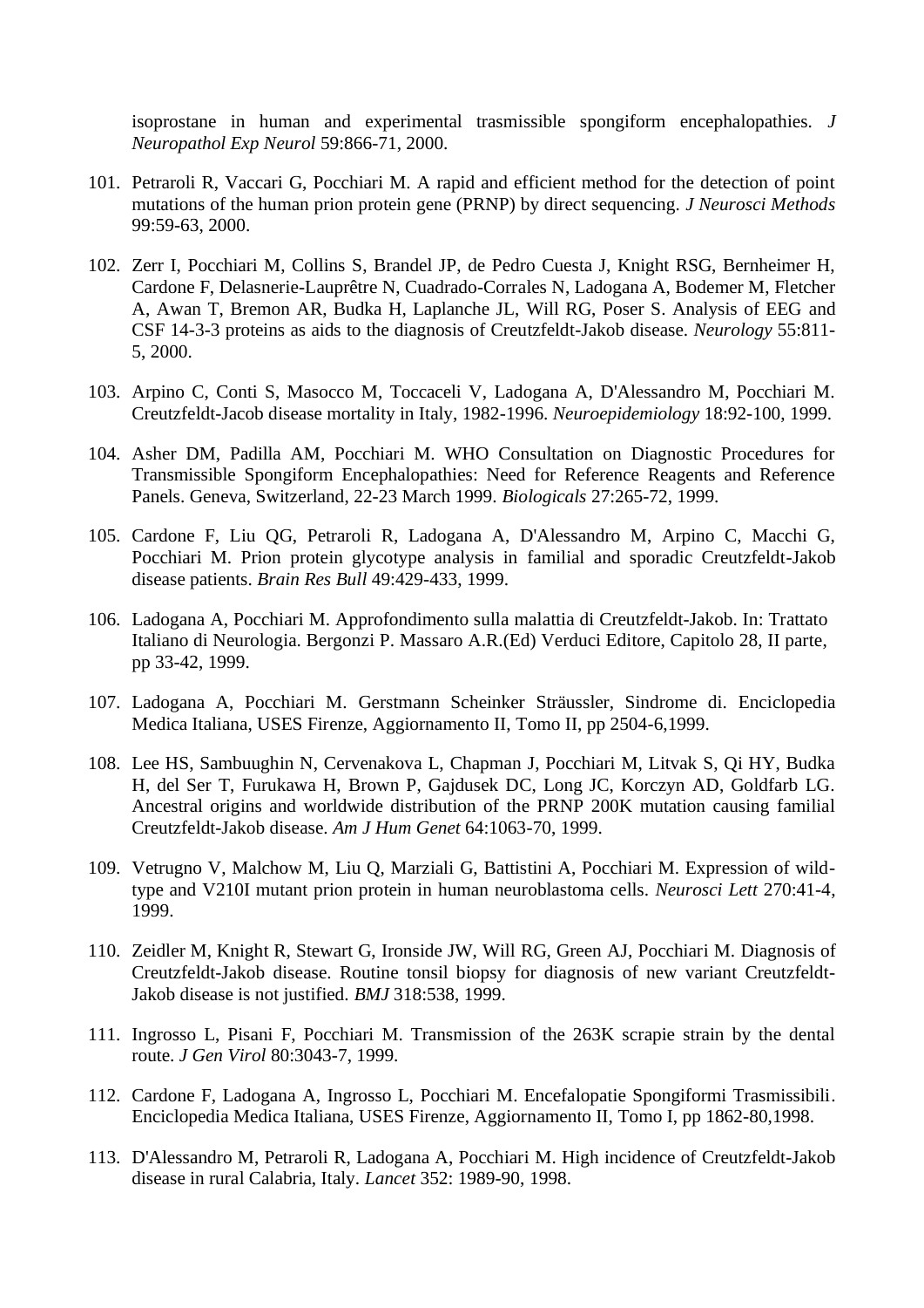isoprostane in human and experimental trasmissible spongiform encephalopathies. *J Neuropathol Exp Neurol* 59:866-71, 2000.

101. Petraroli R, Vaccari G, Pocchiari M. A rapid and efficient method for the detection of point mutations of the human prion protein gene (PRNP) by direct sequencing. *J Neurosci Methods* 99:59-63, 2000.

102. Zerr I, Pocchiari M, Collins S, Brandel JP, de Pedro Cuesta J, Knight RSG, Bernheimer H, Cardone F, Delasnerie-Lauprêtre N, Cuadrado-Corrales N, Ladogana A, Bodemer M, Fletcher A, Awan T, Bremon AR, Budka H, Laplanche JL, Will RG, Poser S. Analysis of EEG and CSF 14-3-3 proteins as aids to the diagnosis of Creutzfeldt-Jakob disease. *Neurology* 55:811-5, 2000.

103. Arpino C, Conti S, Masocco M, Toccaceli V, Ladogana A, D'Alessandro M, Pocchiari M. Creutzfeldt-Jacob disease mortality in Italy, 1982-1996. *Neuroepidemiology* 18:92-100, 1999.

104. Asher DM, Padilla AM, Pocchiari M. WHO Consultation on Diagnostic Procedures for Transmissible Spongiform Encephalopathies: Need for Reference Reagents and Reference Panels. Geneva, Switzerland, 22-23 March 1999. *Biologicals* 27:265-72, 1999.

105. Cardone F, Liu QG, Petraroli R, Ladogana A, D'Alessandro M, Arpino C, Macchi G, Pocchiari M. Prion protein glycotype analysis in familial and sporadic Creutzfeldt-Jakob disease patients. *Brain Res Bull* 49:429-433, 1999.

106. Ladogana A, Pocchiari M. Approfondimento sulla malattia di Creutzfeldt-Jakob. In: Trattato Italiano di Neurologia. Bergonzi P. Massaro A.R.(Ed) Verduci Editore, Capitolo 28, II parte, pp 33-42, 1999.

107. Ladogana A, Pocchiari M. Gerstmann Scheinker Sträussler, Sindrome di. Enciclopedia Medica Italiana, USES Firenze, Aggiornamento II, Tomo II, pp 2504-6,1999.

108. Lee HS, Sambuughin N, Cervenakova L, Chapman J, Pocchiari M, Litvak S, Qi HY, Budka H, del Ser T, Furukawa H, Brown P, Gajdusek DC, Long JC, Korczyn AD, Goldfarb LG. Ancestral origins and worldwide distribution of the PRNP 200K mutation causing familial Creutzfeldt-Jakob disease. *Am J Hum Genet* 64:1063-70, 1999.

109. Vetrugno V, Malchow M, Liu Q, Marziali G, Battistini A, Pocchiari M. Expression of wild-type and V210I mutant prion protein in human neuroblastoma cells. *Neurosci Lett* 270:41-4, 1999.

110. Zeidler M, Knight R, Stewart G, Ironside JW, Will RG, Green AJ, Pocchiari M. Diagnosis of Creutzfeldt-Jakob disease. Routine tonsil biopsy for diagnosis of new variant Creutzfeldt-Jakob disease is not justified. *BMJ* 318:538, 1999.

111. Ingrosso L, Pisani F, Pocchiari M. Transmission of the 263K scrapie strain by the dental route. *J Gen Virol* 80:3043-7, 1999.

112. Cardone F, Ladogana A, Ingrosso L, Pocchiari M. Encefalopatie Spongiformi Trasmissibili. Enciclopedia Medica Italiana, USES Firenze, Aggiornamento II, Tomo I, pp 1862-80,1998.

113. D'Alessandro M, Petraroli R, Ladogana A, Pocchiari M. High incidence of Creutzfeldt-Jakob disease in rural Calabria, Italy. *Lancet* 352: 1989-90, 1998.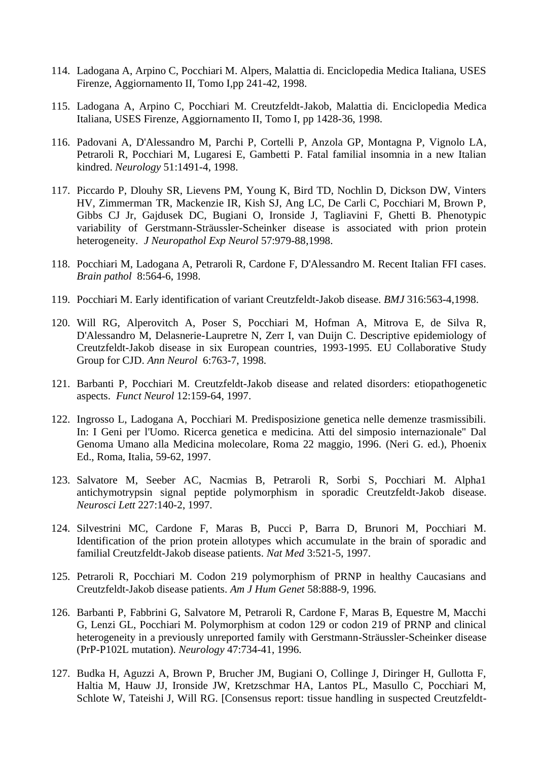114. Ladogana A, Arpino C, Pocchiari M. Alpers, Malattia di. Enciclopedia Medica Italiana, USES Firenze, Aggiornamento II, Tomo I,pp 241-42, 1998.

115. Ladogana A, Arpino C, Pocchiari M. Creutzfeldt-Jakob, Malattia di. Enciclopedia Medica Italiana, USES Firenze, Aggiornamento II, Tomo I, pp 1428-36, 1998.

116. Padovani A, D'Alessandro M, Parchi P, Cortelli P, Anzola GP, Montagna P, Vignolo LA, Petraroli R, Pocchiari M, Lugaresi E, Gambetti P. Fatal familial insomnia in a new Italian kindred. *Neurology* 51:1491-4, 1998.

117. Piccardo P, Dlouhy SR, Lievens PM, Young K, Bird TD, Nochlin D, Dickson DW, Vinters HV, Zimmerman TR, Mackenzie IR, Kish SJ, Ang LC, De Carli C, Pocchiari M, Brown P, Gibbs CJ Jr, Gajdusek DC, Bugiani O, Ironside J, Tagliavini F, Ghetti B. Phenotypic variability of Gerstmann-Sträussler-Scheinker disease is associated with prion protein heterogeneity. *J Neuropathol Exp Neurol* 57:979-88,1998.

118. Pocchiari M, Ladogana A, Petraroli R, Cardone F, D'Alessandro M. Recent Italian FFI cases. *Brain pathol* 8:564-6, 1998.

119. Pocchiari M. Early identification of variant Creutzfeldt-Jakob disease. *BMJ* 316:563-4,1998.

120. Will RG, Alperovitch A, Poser S, Pocchiari M, Hofman A, Mitrova E, de Silva R, D'Alessandro M, Delasnerie-Laupretre N, Zerr I, van Duijn C. Descriptive epidemiology of Creutzfeldt-Jakob disease in six European countries, 1993-1995. EU Collaborative Study Group for CJD. *Ann Neurol* 6:763-7, 1998.

121. Barbanti P, Pocchiari M. Creutzfeldt-Jakob disease and related disorders: etiopathogenetic aspects. *Funct Neurol* 12:159-64, 1997.

122. Ingrosso L, Ladogana A, Pocchiari M. Predisposizione genetica nelle demenze trasmissibili. In: I Geni per l'Uomo. Ricerca genetica e medicina. Atti del simposio internazionale" Dal Genoma Umano alla Medicina molecolare, Roma 22 maggio, 1996. (Neri G. ed.), Phoenix Ed., Roma, Italia, 59-62, 1997.

123. Salvatore M, Seeber AC, Nacmias B, Petraroli R, Sorbi S, Pocchiari M. Alpha1 antichymotrypsin signal peptide polymorphism in sporadic Creutzfeldt-Jakob disease. *Neurosci Lett* 227:140-2, 1997.

124. Silvestrini MC, Cardone F, Maras B, Pucci P, Barra D, Brunori M, Pocchiari M. Identification of the prion protein allotypes which accumulate in the brain of sporadic and familial Creutzfeldt-Jakob disease patients. *Nat Med* 3:521-5, 1997.

125. Petraroli R, Pocchiari M. Codon 219 polymorphism of PRNP in healthy Caucasians and Creutzfeldt-Jakob disease patients. *Am J Hum Genet* 58:888-9, 1996.

126. Barbanti P, Fabbrini G, Salvatore M, Petraroli R, Cardone F, Maras B, Equestre M, Macchi G, Lenzi GL, Pocchiari M. Polymorphism at codon 129 or codon 219 of PRNP and clinical heterogeneity in a previously unreported family with Gerstmann-Sträussler-Scheinker disease (PrP-P102L mutation). *Neurology* 47:734-41, 1996.

127. Budka H, Aguzzi A, Brown P, Brucher JM, Bugiani O, Collinge J, Diringer H, Gullotta F, Haltia M, Hauw JJ, Ironside JW, Kretzschmar HA, Lantos PL, Masullo C, Pocchiari M, Schlote W, Tateishi J, Will RG. [Consensus report: tissue handling in suspected Creutzfeldt-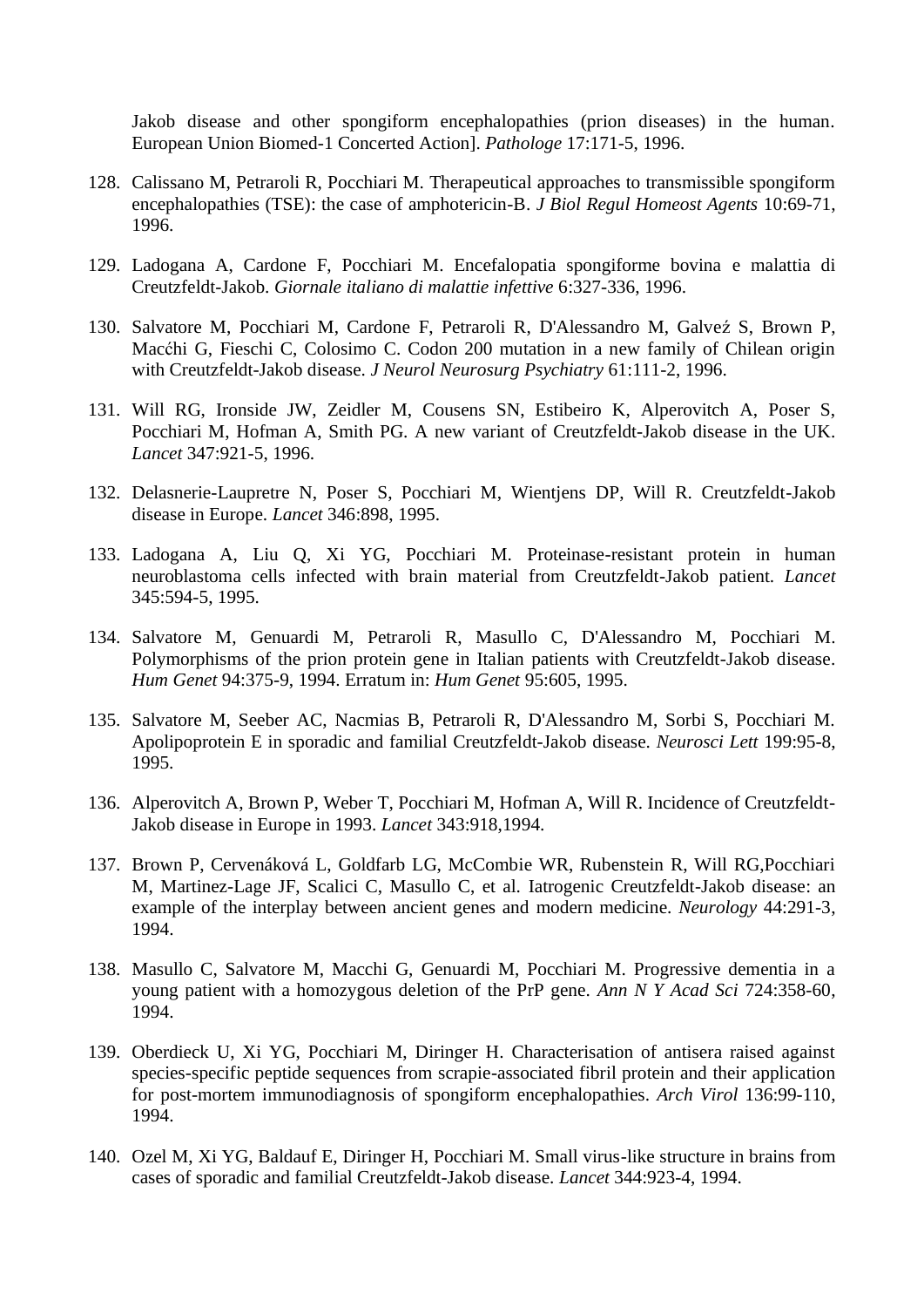Jakob disease and other spongiform encephalopathies (prion diseases) in the human. European Union Biomed-1 Concerted Action]. *Pathologe* 17:171-5, 1996.

128. Calissano M, Petraroli R, Pocchiari M. Therapeutical approaches to transmissible spongiform encephalopathies (TSE): the case of amphotericin-B. *J Biol Regul Homeost Agents* 10:69-71, 1996.

129. Ladogana A, Cardone F, Pocchiari M. Encefalopatia spongiforme bovina e malattia di Creutzfeldt-Jakob. *Giornale italiano di malattie infettive* 6:327-336, 1996.

130. Salvatore M, Pocchiari M, Cardone F, Petraroli R, D'Alessandro M, Galveź S, Brown P, Macc\'hi G, Fieschi C, Colosimo C. Codon 200 mutation in a new family of Chilean origin with Creutzfeldt-Jakob disease. *J Neurol Neurosurg Psychiatry* 61:111-2, 1996.

131. Will RG, Ironside JW, Zeidler M, Cousens SN, Estibeiro K, Alperovitch A, Poser S, Pocchiari M, Hofman A, Smith PG. A new variant of Creutzfeldt-Jakob disease in the UK. *Lancet* 347:921-5, 1996.

132. Delasnerie-Laupretre N, Poser S, Pocchiari M, Wientjens DP, Will R. Creutzfeldt-Jakob disease in Europe. *Lancet* 346:898, 1995.

133. Ladogana A, Liu Q, Xi YG, Pocchiari M. Proteinase-resistant protein in human neuroblastoma cells infected with brain material from Creutzfeldt-Jakob patient. *Lancet* 345:594-5, 1995.

134. Salvatore M, Genuardi M, Petraroli R, Masullo C, D'Alessandro M, Pocchiari M. Polymorphisms of the prion protein gene in Italian patients with Creutzfeldt-Jakob disease. *Hum Genet* 94:375-9, 1994. Erratum in: *Hum Genet* 95:605, 1995.

135. Salvatore M, Seeber AC, Nacmias B, Petraroli R, D'Alessandro M, Sorbi S, Pocchiari M. Apolipoprotein E in sporadic and familial Creutzfeldt-Jakob disease. *Neurosci Lett* 199:95-8, 1995.

136. Alperovitch A, Brown P, Weber T, Pocchiari M, Hofman A, Will R. Incidence of Creutzfeldt-Jakob disease in Europe in 1993. *Lancet* 343:918,1994.

137. Brown P, Cervenáková L, Goldfarb LG, McCombie WR, Rubenstein R, Will RG,Pocchiari M, Martinez-Lage JF, Scalici C, Masullo C, et al. Iatrogenic Creutzfeldt-Jakob disease: an example of the interplay between ancient genes and modern medicine. *Neurology* 44:291-3, 1994.

138. Masullo C, Salvatore M, Macchi G, Genuardi M, Pocchiari M. Progressive dementia in a young patient with a homozygous deletion of the PrP gene. *Ann N Y Acad Sci* 724:358-60, 1994.

139. Oberdieck U, Xi YG, Pocchiari M, Diringer H. Characterisation of antisera raised against species-specific peptide sequences from scrapie-associated fibril protein and their application for post-mortem immunodiagnosis of spongiform encephalopathies. *Arch Virol* 136:99-110, 1994.

140. Ozel M, Xi YG, Baldauf E, Diringer H, Pocchiari M. Small virus-like structure in brains from cases of sporadic and familial Creutzfeldt-Jakob disease. *Lancet* 344:923-4, 1994.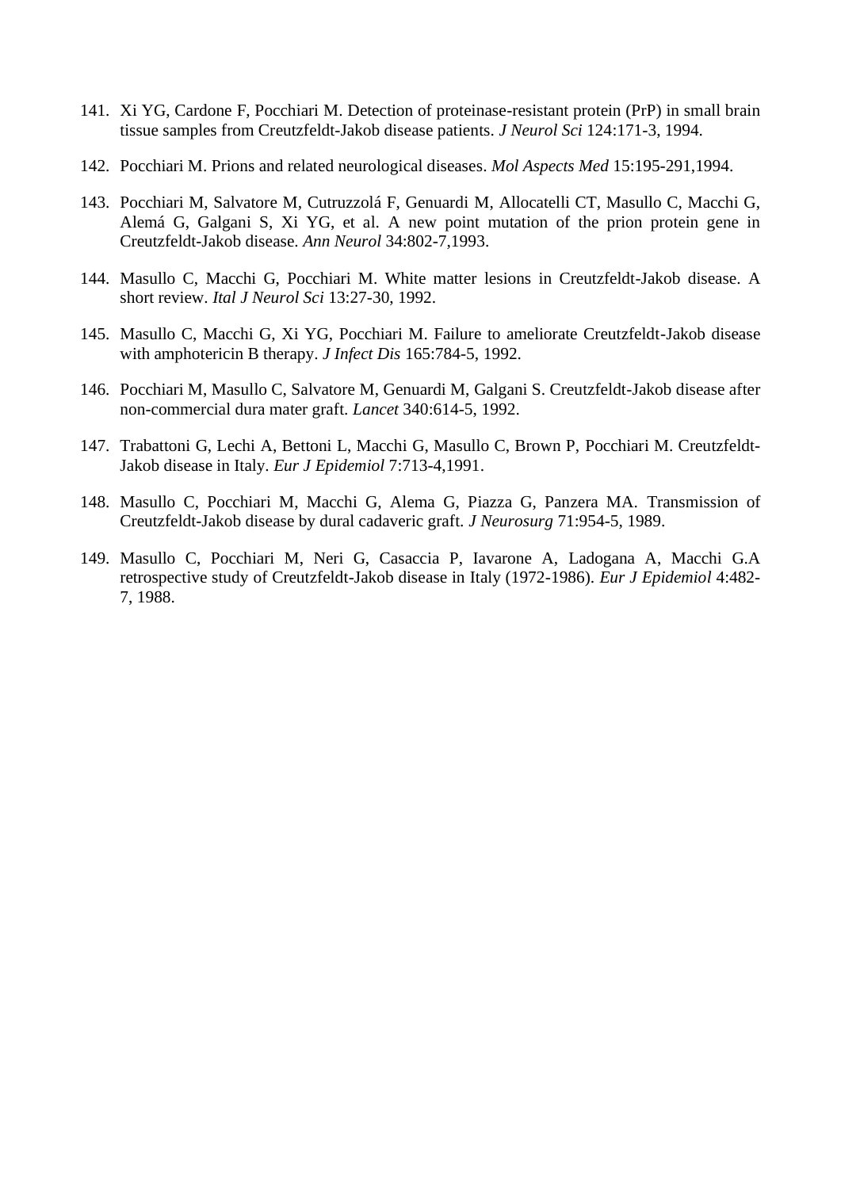141. Xi YG, Cardone F, Pocchiari M. Detection of proteinase-resistant protein (PrP) in small brain tissue samples from Creutzfeldt-Jakob disease patients. *J Neurol Sci* 124:171-3, 1994.

142. Pocchiari M. Prions and related neurological diseases. *Mol Aspects Med* 15:195-291,1994.

143. Pocchiari M, Salvatore M, Cutruzzolá F, Genuardi M, Allocatelli CT, Masullo C, Macchi G, Alemá G, Galgani S, Xi YG, et al. A new point mutation of the prion protein gene in Creutzfeldt-Jakob disease. *Ann Neurol* 34:802-7,1993.

144. Masullo C, Macchi G, Pocchiari M. White matter lesions in Creutzfeldt-Jakob disease. A short review. *Ital J Neurol Sci* 13:27-30, 1992.

145. Masullo C, Macchi G, Xi YG, Pocchiari M. Failure to ameliorate Creutzfeldt-Jakob disease with amphotericin B therapy. *J Infect Dis* 165:784-5, 1992.

146. Pocchiari M, Masullo C, Salvatore M, Genuardi M, Galgani S. Creutzfeldt-Jakob disease after non-commercial dura mater graft. *Lancet* 340:614-5, 1992.

147. Trabattoni G, Lechi A, Bettoni L, Macchi G, Masullo C, Brown P, Pocchiari M. Creutzfeldt-Jakob disease in Italy. *Eur J Epidemiol* 7:713-4,1991.

148. Masullo C, Pocchiari M, Macchi G, Alema G, Piazza G, Panzera MA. Transmission of Creutzfeldt-Jakob disease by dural cadaveric graft. *J Neurosurg* 71:954-5, 1989.

149. Masullo C, Pocchiari M, Neri G, Casaccia P, Iavarone A, Ladogana A, Macchi G.A retrospective study of Creutzfeldt-Jakob disease in Italy (1972-1986). *Eur J Epidemiol* 4:482-7, 1988.